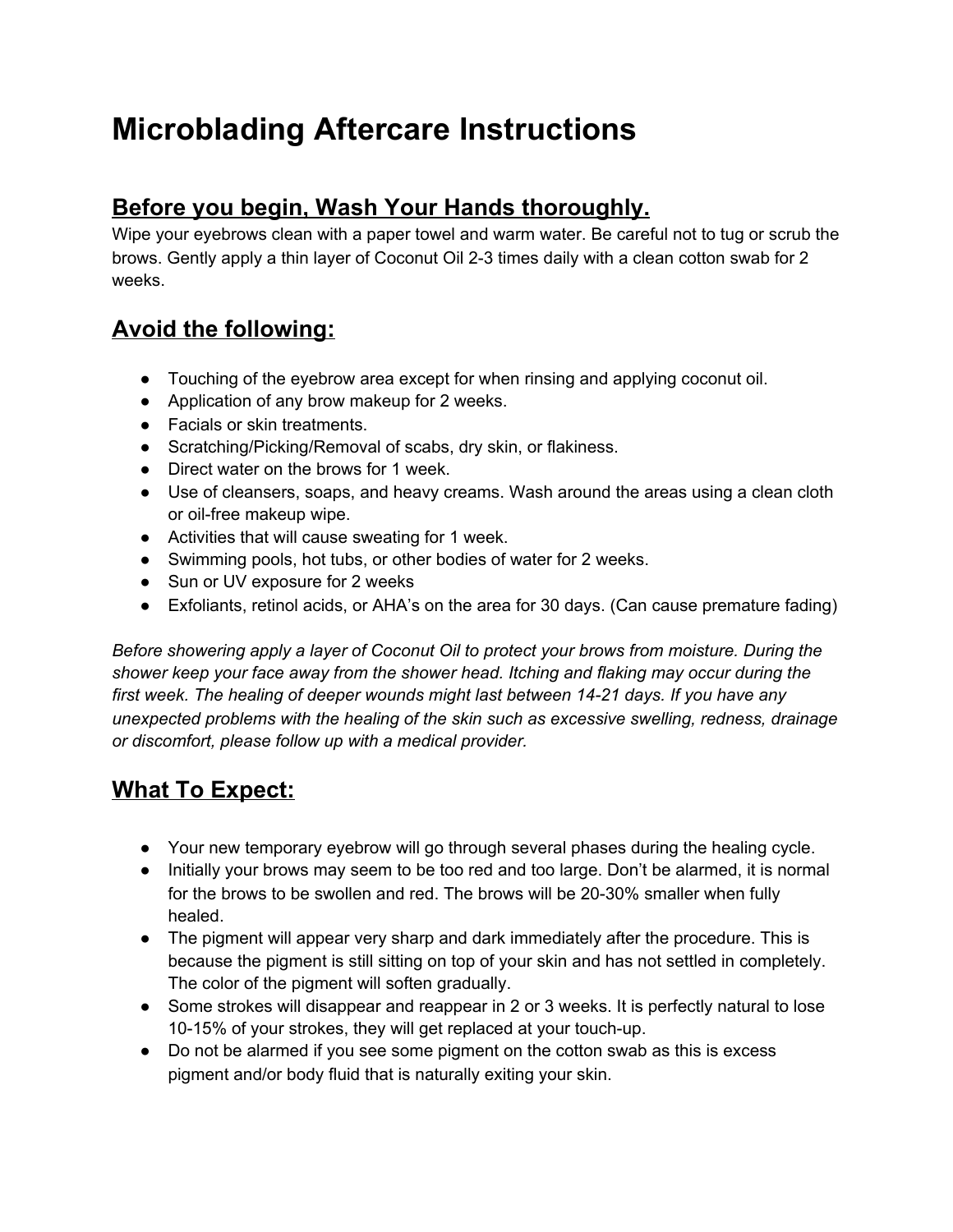# Microblading Aftercare Instructions

## Before you begin, Wash Your Hands thoroughly.

Wipe your eyebrows clean with a paper towel and warm water. Be careful not to tug or scrub the brows. Gently apply a thin layer of Coconut Oil 2-3 times daily with a clean cotton swab for 2 weeks.

## Avoid the following:

- Touching of the eyebrow area except for when rinsing and applying coconut oil.
- Application of any brow makeup for 2 weeks.
- Facials or skin treatments.
- Scratching/Picking/Removal of scabs, dry skin, or flakiness.
- Direct water on the brows for 1 week.
- Use of cleansers, soaps, and heavy creams. Wash around the areas using a clean cloth or oil-free makeup wipe.
- Activities that will cause sweating for 1 week.
- Swimming pools, hot tubs, or other bodies of water for 2 weeks.
- Sun or UV exposure for 2 weeks
- Exfoliants, retinol acids, or AHA's on the area for 30 days. (Can cause premature fading)

*Before showering apply a layer of Coconut Oil to protect your brows from moisture. During the shower keep your face away from the shower head. Itching and flaking may occur during the first week. The healing of deeper wounds might last between 14-21 days. If you have any unexpected problems with the healing of the skin such as excessive swelling, redness, drainage or discomfort, please follow up with a medical provider.*

## What To Expect:

- Your new temporary eyebrow will go through several phases during the healing cycle.
- Initially your brows may seem to be too red and too large. Don't be alarmed, it is normal for the brows to be swollen and red. The brows will be 20-30% smaller when fully healed.
- The pigment will appear very sharp and dark immediately after the procedure. This is because the pigment is still sitting on top of your skin and has not settled in completely. The color of the pigment will soften gradually.
- Some strokes will disappear and reappear in 2 or 3 weeks. It is perfectly natural to lose 10-15% of your strokes, they will get replaced at your touch-up.
- Do not be alarmed if you see some pigment on the cotton swab as this is excess pigment and/or body fluid that is naturally exiting your skin.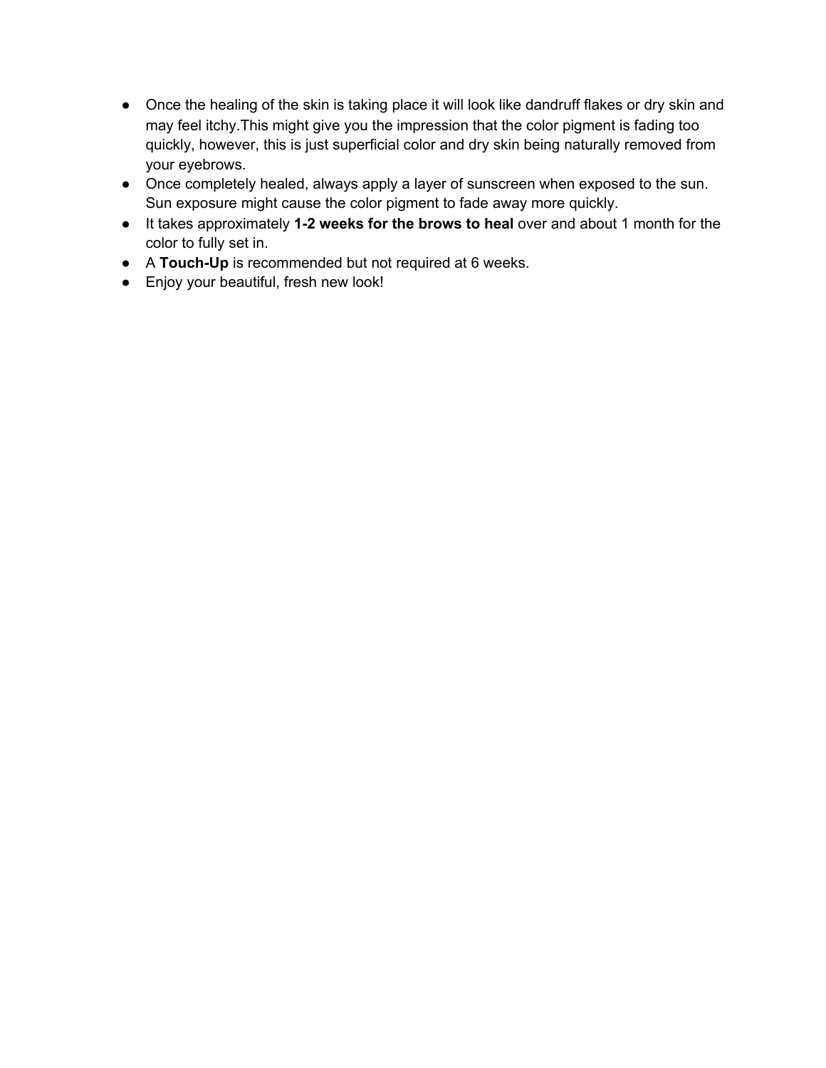- Once the healing of the skin is taking place it will look like dandruff flakes or dry skin and may feel itchy.This might give you the impression that the color pigment is fading too quickly, however, this is just superficial color and dry skin being naturally removed from your eyebrows.
- Once completely healed, always apply a layer of sunscreen when exposed to the sun. Sun exposure might cause the color pigment to fade away more quickly.
- It takes approximately **1-2 weeks for the brows to heal** over and about 1 month for the color to fully set in.
- A **Touch-Up** is recommended but not required at 6 weeks.
- Enjoy your beautiful, fresh new look!